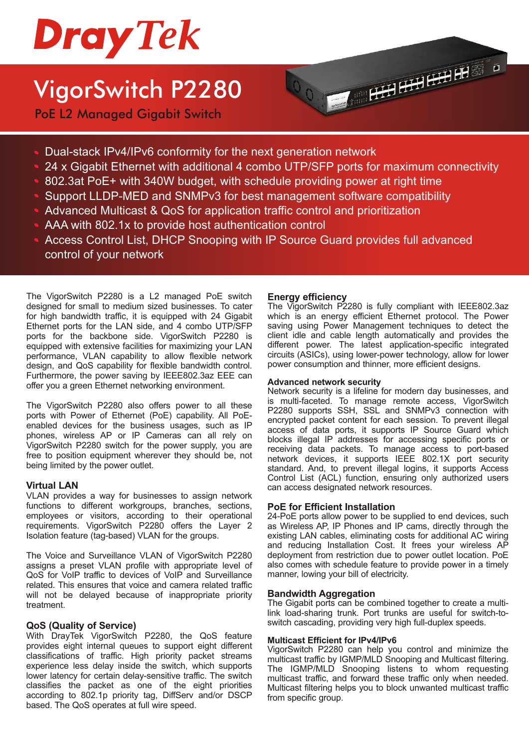# DrayTek

# VigorSwitch P2280

## PoE L2 Managed Gigabit Switch

- Dual-stack IPv4/IPv6 conformity for the next generation network
- 24 x Gigabit Ethernet with additional 4 combo UTP/SFP ports for maximum connectivity
- 802.3at PoE+ with 340W budget, with schedule providing power at right time
- Support LLDP-MED and SNMPv3 for best management software compatibility
- Advanced Multicast & QoS for application traffic control and prioritization
- AAA with 802.1x to provide host authentication control
- Access Control List, DHCP Snooping with IP Source Guard provides full advanced control of your network

The VigorSwitch P2280 is a L2 managed PoE switch designed for small to medium sized businesses. To cater for high bandwidth traffic, it is equipped with 24 Gigabit Ethernet ports for the LAN side, and 4 combo UTP/SFP ports for the backbone side. VigorSwitch P2280 is equipped with extensive facilities for maximizing your LAN performance, VLAN capability to allow flexible network design, and QoS capability for flexible bandwidth control. Furthermore, the power saving by IEEE802.3az EEE can offer you a green Ethernet networking environment.

The VigorSwitch P2280 also offers power to all these ports with Power of Ethernet (PoE) capability. All PoE-enabled devices for the business usages, such as IP phones, wireless AP or IP Cameras can all rely on VigorSwitch P2280 switch for the power supply, you are free to position equipment wherever they should be, not being limited by the power outlet.

### Virtual LAN

VLAN provides a way for businesses to assign network functions to different workgroups, branches, sections, employees or visitors, according to their operational requirements. VigorSwitch P2280 offers the Layer 2 Isolation feature (tag-based) VLAN for the groups.

The Voice and Surveillance VLAN of VigorSwitch P2280 assigns a preset VLAN profile with appropriate level of QoS for VoIP traffic to devices of VoIP and Surveillance related. This ensures that voice and camera related traffic will not be delayed because of inappropriate priority treatment.

### QoS (Quality of Service)

With DrayTek VigorSwitch P2280, the QoS feature provides eight internal queues to support eight different classifications of traffic. High priority packet streams experience less delay inside the switch, which supports lower latency for certain delay-sensitive traffic. The switch classifies the packet as one of the eight priorities according to 802.1p priority tag, DiffServ and/or DSCP based. The QoS operates at full wire speed.

### Energy efficiency

The VigorSwitch P2280 is fully compliant with IEEE802.3az which is an energy efficient Ethernet protocol. The Power saving using Power Management techniques to detect the client idle and cable length automatically and provides the different power. The latest application-specific integrated circuits (ASICs), using lower-power technology, allow for lower power consumption and thinner, more efficient designs.

### Advanced network security

Network security is a lifeline for modern day businesses, and is multi-faceted. To manage remote access, VigorSwitch P2280 supports SSH, SSL and SNMPv3 connection with encrypted packet content for each session. To prevent illegal access of data ports, it supports IP Source Guard which blocks illegal IP addresses for accessing specific ports or receiving data packets. To manage access to port-based network devices, it supports IEEE 802.1X port security standard. And, to prevent illegal logins, it supports Access Control List (ACL) function, ensuring only authorized users can access designated network resources.

### PoE for Efficient Installation

24-PoE ports allow power to be supplied to end devices, such as Wireless AP, IP Phones and IP cams, directly through the existing LAN cables, eliminating costs for additional AC wiring and reducing Installation Cost. It frees your wireless AP deployment from restriction due to power outlet location. PoE also comes with schedule feature to provide power in a timely manner, lowing your bill of electricity.

### Bandwidth Aggregation

The Gigabit ports can be combined together to create a multi-link load-sharing trunk. Port trunks are useful for switch-to-switch cascading, providing very high full-duplex speeds.

### Multicast Efficient for IPv4/IPv6

VigorSwitch P2280 can help you control and minimize the multicast traffic by IGMP/MLD Snooping and Multicast filtering. The IGMP/MLD Snooping listens to whom requesting multicast traffic, and forward these traffic only when needed. Multicast filtering helps you to block unwanted multicast traffic from specific group.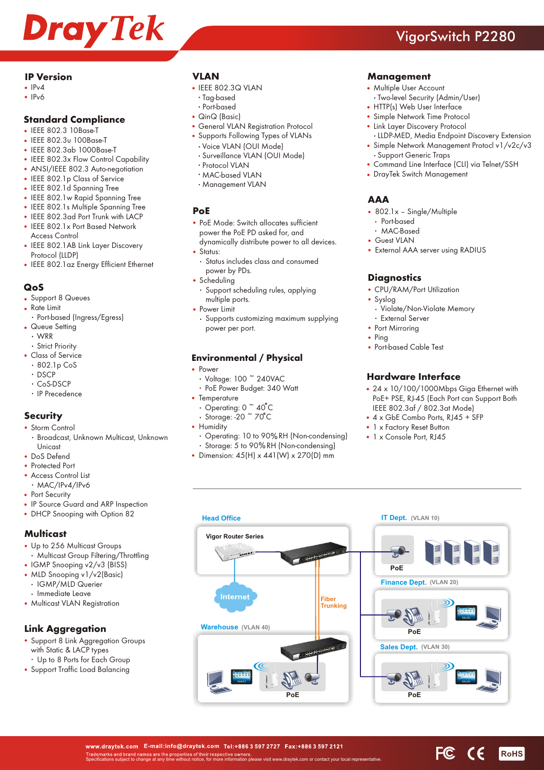# VigorSwitch P2280

## IP Version
- IPv4
- IPv6

## Standard Compliance
- IEEE 802.3 10Base-T
- IEEE 802.3u 100Base-T
- IEEE 802.3ab 1000Base-T
- IEEE 802.3x Flow Control Capability
- ANSI/IEEE 802.3 Auto-negotiation
- IEEE 802.1p Class of Service
- IEEE 802.1d Spanning Tree
- IEEE 802.1w Rapid Spanning Tree
- IEEE 802.1s Multiple Spanning Tree
- IEEE 802.3ad Port Trunk with LACP
- IEEE 802.1x Port Based Network Access Control
- IEEE 802.1AB Link Layer Discovery Protocol (LLDP)
- IEEE 802.1az Energy Efficient Ethernet

## QoS
- Support 8 Queues
- Rate Limit
  - Port-based (Ingress/Egress)
- Queue Setting
  - WRR
  - Strict Priority
- Class of Service
  - 802.1p CoS
  - DSCP
  - CoS-DSCP
  - IP Precedence

## Security
- Storm Control
  - Broadcast, Unknown Multicast, Unknown Unicast
- DoS Defend
- Protected Port
- Access Control List
  - MAC/IPv4/IPv6
- Port Security
- IP Source Guard and ARP Inspection
- DHCP Snooping with Option 82

## Multicast
- Up to 256 Multicast Groups
  - Multicast Group Filtering/Throttling
- IGMP Snooping v2/v3 (BISS)
- MLD Snooping v1/v2(Basic)
  - IGMP/MLD Querier
  - Immediate Leave
- Multicast VLAN Registration

## Link Aggregation
- Support 8 Link Aggregation Groups with Static & LACP types
  - Up to 8 Ports for Each Group
- Support Traffic Load Balancing

## VLAN
- IEEE 802.3Q VLAN
  - Tag-based
  - Port-based
- QinQ (Basic)
- General VLAN Registration Protocol
- Supports Following Types of VLANs
  - Voice VLAN (OUI Mode)
  - Surveillance VLAN (OUI Mode)
  - Protocol VLAN
  - MAC-based VLAN
  - Management VLAN

## PoE
- PoE Mode: Switch allocates sufficient power the PoE PD asked for, and dynamically distribute power to all devices.
- Status:
  - Status includes class and consumed power by PDs.
- Scheduling
  - Support scheduling rules, applying multiple ports.
- Power Limit
  - Supports customizing maximum supplying power per port.

## Environmental / Physical
- Power
  - Voltage: 100 ~ 240VAC
  - PoE Power Budget: 340 Watt
- Temperature
  - Operating: 0 ~ 40°C
  - Storage: -20 ~ 70°C
- Humidity
  - Operating: 10 to 90%RH (Non-condensing)
  - Storage: 5 to 90%RH (Non-condensing)
- Dimension: 45(H) x 441(W) x 270(D) mm

## Management
- Multiple User Account
  - Two-level Security (Admin/User)
- HTTP(s) Web User Interface
- Simple Network Time Protocol
- Link Layer Discovery Protocol
  - LLDP-MED, Media Endpoint Discovery Extension
- Simple Network Management Protocol v1/v2c/v3
  - Support Generic Traps
- Command Line Interface (CLI) via Telnet/SSH
- DrayTek Switch Management

## AAA
- 802.1x – Single/Multiple
  - Port-based
  - MAC-Based
- Guest VLAN
- External AAA server using RADIUS

## Diagnostics
- CPU/RAM/Port Utilization
- Syslog
  - Violate/Non-Violate Memory
  - External Server
- Port Mirroring
- Ping
- Port-based Cable Test

## Hardware Interface
- 24 x 10/100/1000Mbps Giga Ethernet with PoE+ PSE, RJ-45 (Each Port can Support Both IEEE 802.3af / 802.3at Mode)
- 4 x GbE Combo Ports, RJ45 + SFP
- 1 x Factory Reset Button
- 1 x Console Port, RJ45

Head Office
Vigor Router Series
Internet
Fiber Trunking
Warehouse (VLAN 40)
PoE
IT Dept. (VLAN 10)
PoE
Finance Dept. (VLAN 20)
PoE
Sales Dept. (VLAN 30)
PoE

www.draytek.com E-mail:info@draytek.com Tel:+886 3 597 2727 Fax:+886 3 597 2121

Trademarks and brand names are the properties of their respective owners.
Specifications subject to change at any time without notice, for more information please visit www.draytek.com or contact your local representative.